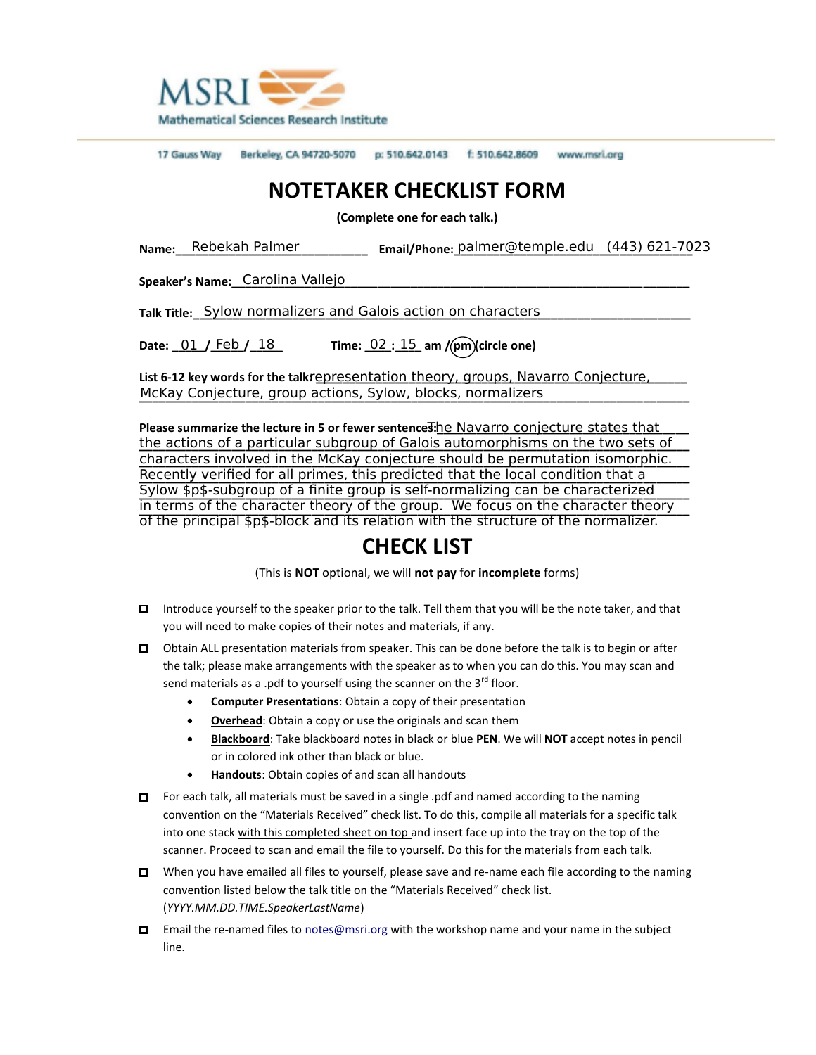MSRI Mathematical Sciences Research Institute

17 Gauss Way    Berkeley, CA 94720-5070    p: 510.642.0143    f: 510.642.8609    www.msri.org

# NOTETAKER CHECKLIST FORM

**(Complete one for each talk.)**

**Name:** Rebekah Palmer **Email/Phone:** palmer@temple.edu (443) 621-7023

**Speaker's Name:** Carolina Vallejo

**Talk Title:** Sylow normalizers and Galois action on characters

**Date:** 01 / Feb / 18 **Time:** 02 : 15 am / (pm) (circle one)

**List 6-12 key words for the talk:** representation theory, groups, Navarro Conjecture, McKay Conjecture, group actions, Sylow, blocks, normalizers

**Please summarize the lecture in 5 or fewer sentences:** The Navarro conjecture states that the actions of a particular subgroup of Galois automorphisms on the two sets of characters involved in the McKay conjecture should be permutation isomorphic. Recently verified for all primes, this predicted that the local condition that a Sylow $p$-subgroup of a finite group is self-normalizing can be characterized in terms of the character theory of the group. We focus on the character theory of the principal $p$-block and its relation with the structure of the normalizer.

# CHECK LIST

(This is **NOT** optional, we will **not pay** for **incomplete** forms)

- ☐ Introduce yourself to the speaker prior to the talk. Tell them that you will be the note taker, and that you will need to make copies of their notes and materials, if any.
- ☐ Obtain ALL presentation materials from speaker. This can be done before the talk is to begin or after the talk; please make arrangements with the speaker as to when you can do this. You may scan and send materials as a .pdf to yourself using the scanner on the 3rd floor.
  - **Computer Presentations**: Obtain a copy of their presentation
  - **Overhead**: Obtain a copy or use the originals and scan them
  - **Blackboard**: Take blackboard notes in black or blue **PEN**. We will **NOT** accept notes in pencil or in colored ink other than black or blue.
  - **Handouts**: Obtain copies of and scan all handouts
- ☐ For each talk, all materials must be saved in a single .pdf and named according to the naming convention on the "Materials Received" check list. To do this, compile all materials for a specific talk into one stack with this completed sheet on top and insert face up into the tray on the top of the scanner. Proceed to scan and email the file to yourself. Do this for the materials from each talk.
- ☐ When you have emailed all files to yourself, please save and re-name each file according to the naming convention listed below the talk title on the "Materials Received" check list. (*YYYY.MM.DD.TIME.SpeakerLastName*)
- ☐ Email the re-named files to notes@msri.org with the workshop name and your name in the subject line.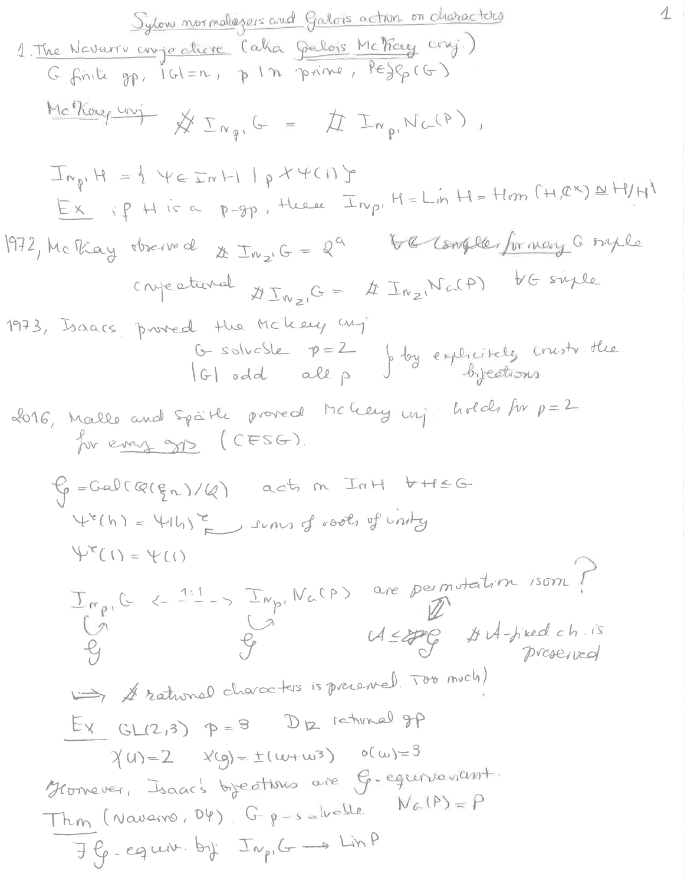# Sylow normalizers and Galois action on characters

## 1. The Navarro conjecture (aka Galois McKay conj.)

$G$ finite gp, $|G| = n$, $p \mid n$ prime, $P \in Syl_p(G)$

McKay conj $\quad \# \mathrm{Irr}_{p'} G = \# \mathrm{Irr}_{p'} N_G(P)$,

$\mathrm{Irr}_{p'} H = \{ \psi \in \mathrm{Irr}\, H \mid p \nmid \psi(1) \}$

Ex if $H$ is a $p$-gp, then $\mathrm{Irr}_{p'} H = \mathrm{Lin}\, H = \mathrm{Hom}(H, \mathbb{C}^\times) \cong H/H'$

1972, McKay observed $\# \mathrm{Irr}_{2'} G = 2^a$ ~~$\forall G$ simple~~ for many $G$ simple

conjectured $\# \mathrm{Irr}_{2'} G = \# \mathrm{Irr}_{2'} N_G(P) \quad \forall G$ simple

1973, Isaacs proved the McKay conj

$G$ solvable $p = 2$
$|G|$ odd all $p$
} by explicitly constr. the bijections

2016, Malle and Späth proved McKay conj holds for $p=2$ for every gps (CFSG).

$\mathcal{G} = \mathrm{Gal}(\mathbb{Q}(\xi_n)/\mathbb{Q})$ acts on $\mathrm{Irr}\, H \quad \forall H \leq G$

$\psi^\sigma(h) = \psi(h)^\sigma$ ← sums of roots of unity

$\psi^\sigma(1) = \psi(1)$

$\mathrm{Irr}_{p'} G \xleftarrow{1:1} \mathrm{Irr}_{p'} N_G(P)$ are permutation isom?
$\circlearrowleft \mathcal{G} \qquad \circlearrowleft \mathcal{G}$

$\Updownarrow$ (crossed out)

$\mathcal{A} \leq \mathcal{G}$ $\#\mathcal{A}$-fixed ch. is preserved

$\Rightarrow$ # rational characters is preserved. Too much)

Ex $GL(2,3)$ $p = 3$ $D_{12}$ rational gp

$\chi(1) = 2 \quad \chi(g) = \pm(\omega + \omega^3) \quad o(\omega) = 3$

However, Isaacs's bijections are $\mathcal{G}$-equivariant.

**Thm** (Navarro, 04). $G$ $p$-solvable $N_G(P) = P$

$\exists$ $\mathcal{G}$-equiv. bij: $\mathrm{Irr}_{p'} G \to \mathrm{Lin}\, P$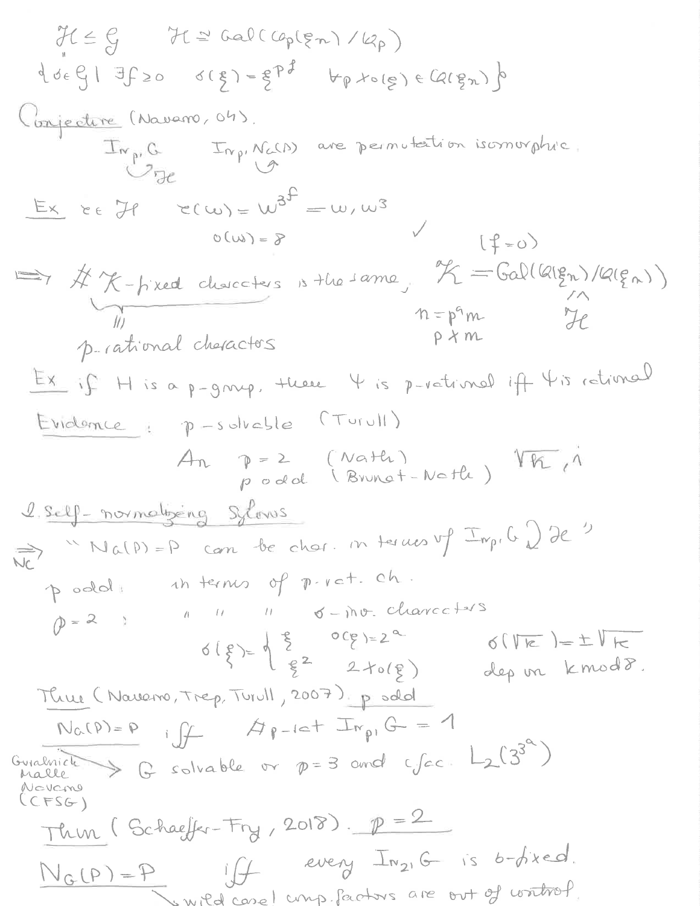$\mathcal{H} \leq \mathcal{G}$ $\quad \mathcal{H} \cong \mathrm{Gal}(\mathbb{Q}_p(\xi_n)/\mathbb{Q}_p)$

$\{\sigma \in \mathcal{G} \mid \exists f \geq 0 \quad \sigma(\xi) = \xi^{p^f} \quad \forall p \nmid o(\xi) \in \mathbb{Q}(\xi_n)\}$

**Conjecture** (Navarro, 04).

$\mathrm{Irr}_{p'} G$ $\circlearrowleft \mathcal{H}$ $\quad \mathrm{Irr}_{p'} N_G(P)$ $\circlearrowleft$ are permutation isomorphic.

**Ex** $\tau \in \mathcal{H}$ $\quad \tau(\omega) = \omega^{3^f} = \omega, \omega^3$ $\quad$ ✓

$o(\omega) = 8$ $\quad (f=0)$

$\Rightarrow$ # $\mathcal{K}$-fixed characters is the same, $\quad \mathcal{K} = \mathrm{Gal}(\mathbb{Q}(\xi_n)/\mathbb{Q}(\xi_m))$

$\quad$ ||| $\quad n = p^a m \quad \cap\!|$

$\quad$ p-rational characters $\quad p \nmid m \quad \mathcal{H}$

**Ex** if $H$ is a $p$-group, then $\psi$ is $p$-rational iff $\psi$ is rational

**Evidence**: $p$-solvable (Turull)

$A_n$ $\quad p = 2$ (Nath) $\quad \sqrt{k}, 1$

$\quad p$ odd (Brunat–Nath)

## 2. Self-normalizing Sylows

$\overset{\Rightarrow}{NC}$ "$N_G(P) = P$ can be char. in terms of $\mathrm{Irr}_{p'} G \circlearrowleft \mathcal{H}$"

$p$ odd: in terms of $p$-rat. ch.

$p = 2$: " " " $\sigma$-inv. characters

$$\sigma(\xi) = \begin{cases} \xi & o(\xi) = 2^a \\ \xi^2 & 2 \nmid o(\xi) \end{cases} \qquad \sigma(\sqrt{k}) = \pm\sqrt{k} \text{ dep on } k \bmod 8.$$

**Thm** (Navarro, Tiep, Turull, 2007). $p$ odd

$N_G(P) = P$ iff $\#\, p\text{-rat}\ \mathrm{Irr}_{p'} G = 1$

Guralnick Malle Navarro (CFSG) $\rightarrow$ $G$ solvable or $p = 3$ and c.fac. $L_2(3^{3^a})$

**Thm** (Schaeffer-Fry, 2018). $p = 2$

$N_G(P) = P$ iff every $\mathrm{Irr}_{2'} G$ is $\sigma$-fixed.

$\searrow$ wild case! comp. factors are out of control.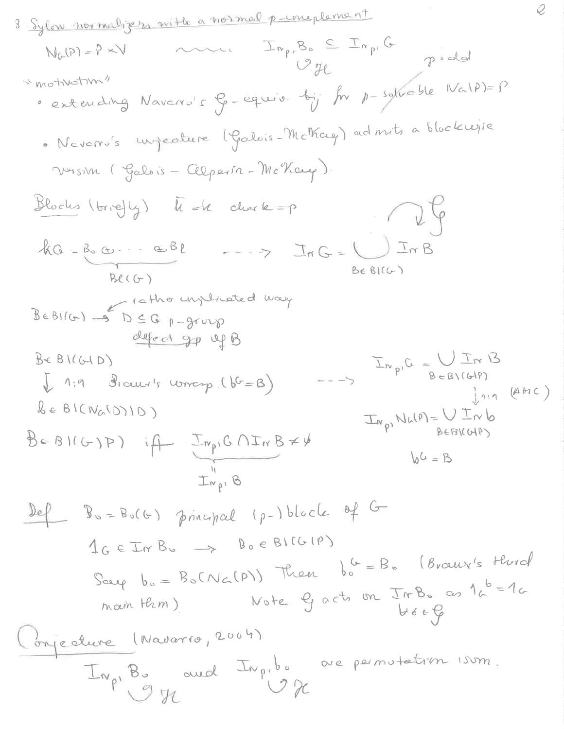## 3 Sylow normalizers with a normal $p$-complement

$N_G(P) = P \rtimes V$ $\quad \rightsquigarrow \quad$ $\mathrm{Irr}_{p'} B_0 \subseteq \mathrm{Irr}_{p'} G$ $\circlearrowleft \mathcal{H}$ $\quad$ $p$ odd

"motivation"

- extending Navarro's $\mathcal{G}$-equiv. bij for ~~$p$-solvable~~ $N_G(P) = P$
- Navarro's conjecture (Galois-McKay) admits a blockwise version (Galois – Alperin – McKay).

**Blocks (briefly)** $\bar{k} = k$ char $k = p$

$kG = \underbrace{B_0 \oplus \cdots \oplus B_\ell}_{Bl(G)}$ $\dashrightarrow$ $\mathrm{Irr}\, G = \bigcup_{B \in Bl(G)} \mathrm{Irr}\, B$ $\circlearrowleft \mathcal{G}$

$B \in Bl(G) \to D \leq G$ $p$-group (rather complicated way)
defect gp of $B$

$B \in Bl(G \mid D)$
$\downarrow$ 1:1 Brauer's corresp. ($b^G = B$)
$b \in Bl(N_G(D) \mid D)$

$\dashrightarrow$ $\mathrm{Irr}_{p'} G = \bigcup_{B \in Bl(G \mid P)} \mathrm{Irr}\, B$
$\downarrow$ 1:1 (AMC)
$\mathrm{Irr}_{p'} N_G(P) = \bigcup_{b \in Bl(G \mid P)} \mathrm{Irr}\, b$
$b^G = B$

$B \in Bl(G \mid P)$ iff $\underbrace{\mathrm{Irr}_{p'} G \cap \mathrm{Irr}\, B}_{= \mathrm{Irr}_{p'} B} \neq \emptyset$

**Def** $B_0 = B_0(G)$ principal ($p$-) block of $G$

$1_G \in \mathrm{Irr}\, B_0 \to B_0 \in Bl(G \mid P)$

Say $b_0 = B_0(N_G(P))$ Then $b_0^G = B_0$ (Brauer's third main thm) $\quad$ Note $\mathcal{G}$ acts on $\mathrm{Irr}\, B_0$ as $1_G^{\,b} = 1_G$ $\forall b \in \mathcal{G}$

**Conjecture** (Navarro, 2004)

$\mathrm{Irr}_{p'} B_0$ $\circlearrowleft \mathcal{H}$ and $\mathrm{Irr}_{p'} b_0$ $\circlearrowleft \mathcal{H}$ are permutation isom.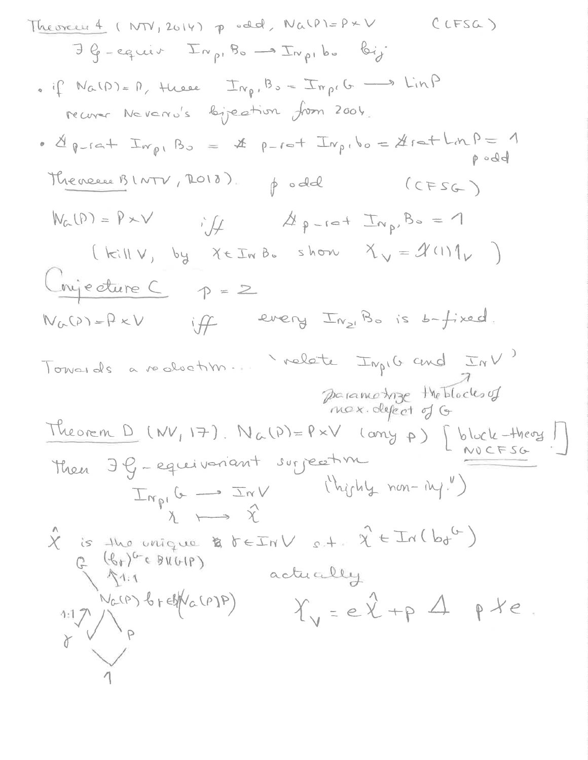Theorem 4 (NTV, 2014) $p$ odd, $N_G(P) = P \times V$ (CFSG)

$\exists\, \mathcal{G}$-equiv $\mathrm{Irr}_{p'} B_0 \to \mathrm{Irr}_{p'} b_0$ bij

- if $N_G(P) = P$, these $\mathrm{Irr}_{p'} B_0 = \mathrm{Irr}_{p'} G \longrightarrow \mathrm{Lin}\, P$

  recover Navarro's bijection from 2004.

- $\#$ $p$-rat $\mathrm{Irr}_{p'} B_0 = \#$ $p$-rat $\mathrm{Irr}_{p'} b_0 = \#\mathrm{rat}\, \mathrm{Lin}\, P = 1$ ($p$ odd)

Theorem B (NTV, 2018). $p$ odd (CFSG)

$N_G(P) = P \times V$ iff $\#$ $p$-rat $\mathrm{Irr}_{p'} B_0 = 1$

(kill $V$, by $\chi \in \mathrm{Irr}\, B_0$ show $\chi_V = \chi(1) 1_V$)

Conjecture C $p = 2$

$N_G(P) = P \times V$ iff every $\mathrm{Irr}_{2'} B_0$ is $\sigma$-fixed.

Towards a reduction... 'relate $\mathrm{Irr}_{p'} G$ and $\mathrm{Irr}\, V$'

(parametrize the blocks of max. defect of $G$)

Theorem D (NV, 17). $N_G(P) = P \times V$ (any $p$) [block-theory! NO CFSG]

Then $\exists\, \mathcal{G}$-equivariant surjection

$$\mathrm{Irr}_{p'} G \longrightarrow \mathrm{Irr}\, V \quad \text{("highly non-inj.")}$$
$$\chi \longmapsto \hat{\chi}$$

$\hat{\chi}$ is the unique $\gamma \in \mathrm{Irr}\, V$ s.t. $\hat{\chi} \in \mathrm{Irr}(b_\gamma{}^G)$

$G$ $(b_\gamma)^G \in \mathrm{Bl}(G|P)$

$\uparrow$ 1:1

$N_G(P)$ $b_\gamma \in \mathrm{Bl}(N_G(P)|P)$

1:1 $\uparrow$

$\gamma$ $V$ $P$

$1$

actually

$$\chi_V = e\hat{\chi} + p\,\Delta \quad p \nmid e.$$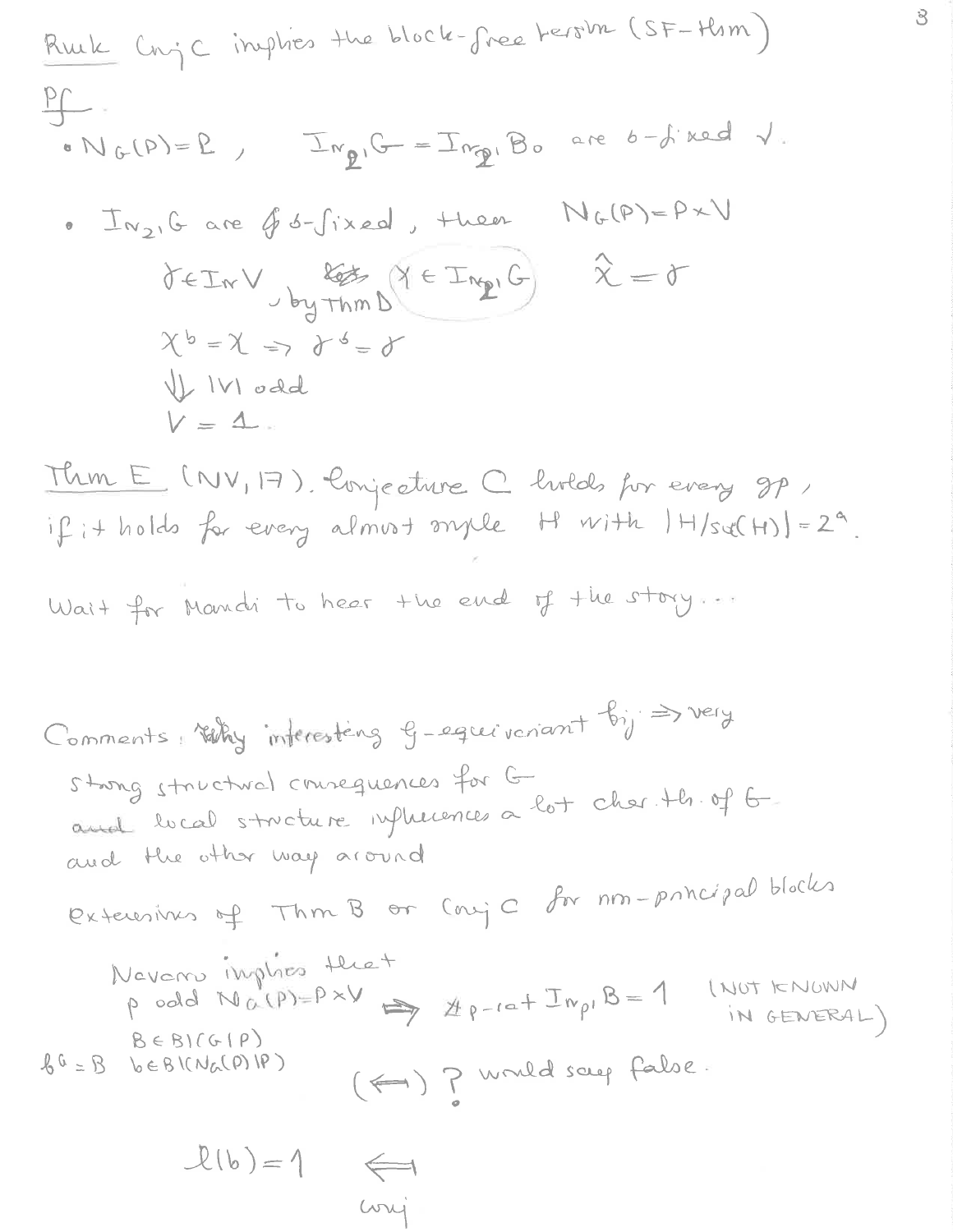Rmk Conj C implies the block-free version (SF-thm)

Pf.

- $N_G(P) = P$, $\quad \mathrm{Irr}_{2'} G = \mathrm{Irr}_{2'} B_0$ are $\sigma$-fixed ✓.

- $\mathrm{Irr}_{2'} G$ are $\sigma$-fixed, then $\quad N_G(P) = P \times V$

  $\gamma \in \mathrm{Irr}\, V$, $\quad \exists\, \chi \in \mathrm{Irr}_{2'} G \quad \hat{\chi} = \gamma$ (by Thm D)

  $\chi^\sigma = \chi \Rightarrow \gamma^\sigma = \gamma$

  $\Downarrow$ $|V|$ odd

  $V = 1$.

Thm E (NV, 17). Conjecture C holds for every gp, if it holds for every almost simple $H$ with $|H/\mathrm{soc}(H)| = 2^a$.

Wait for Mandi to hear the end of the story...

Comments: interesting $\mathcal{G}$-equivariant bij $\Rightarrow$ very strong structural consequences for $G$

local structure influences a lot char. th. of $G$

and the other way around

extensions of Thm B or Conj C for non-principal blocks

Navarro implies that

$p$ odd $N_G(P) = P \times V \Rightarrow \nexists$ $p$-rat $\mathrm{Irr}_{p'} B = 1$ (NOT KNOWN IN GENERAL)

$B \in \mathrm{Bl}(G|P)$

$b^G = B \quad b \in \mathrm{Bl}(N_G(P)|P)$

$(\Leftarrow)$ ? would say false.

$l(b) = 1 \quad \Leftarrow$ conj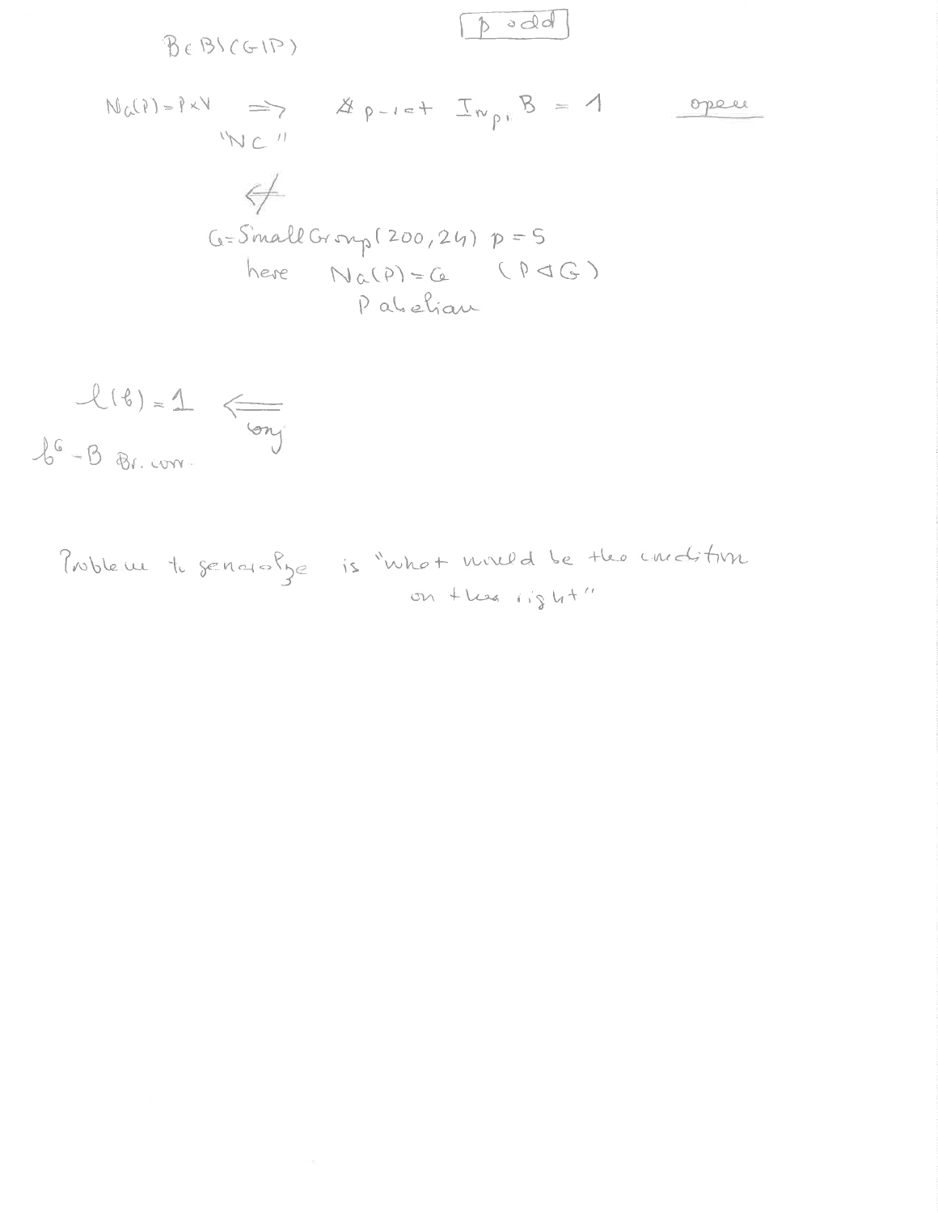[p odd]

$B \in Bl(G|P)$

$N_G(P) = P \times V \implies \nexists$ p-rat $\mathrm{Irr}_{p'} B = 1$ &nbsp;&nbsp;&nbsp;&nbsp; open

"NC"

$\not\Leftarrow$

$G = \mathrm{SmallGroup}(200, 24)$ $p = 5$

here $N_G(P) = G$ $(P \trianglelefteq G)$

$P$ abelian

$\ell(b) = 1 \underset{\text{any}}{\Longleftarrow}$

$b^G = B$ Br. corr.

Problem to generalize is "what would be the condition on the right"